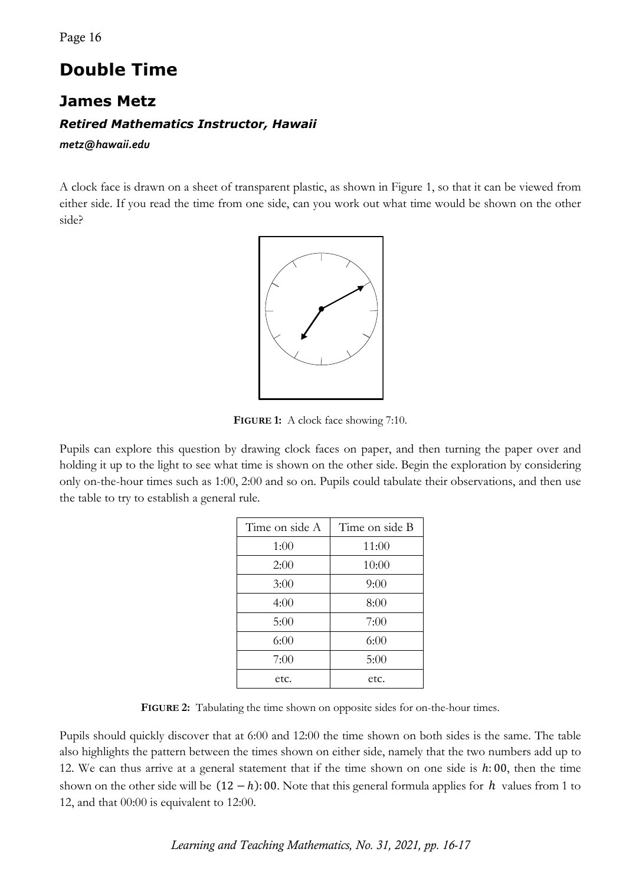# Double Time

## James Metz

### *Retired Mathematics Instructor, Hawaii*

***metz@hawaii.edu***

A clock face is drawn on a sheet of transparent plastic, as shown in Figure 1, so that it can be viewed from either side. If you read the time from one side, can you work out what time would be shown on the other side?

**FIGURE 1:** A clock face showing 7:10.

Pupils can explore this question by drawing clock faces on paper, and then turning the paper over and holding it up to the light to see what time is shown on the other side. Begin the exploration by considering only on-the-hour times such as 1:00, 2:00 and so on. Pupils could tabulate their observations, and then use the table to try to establish a general rule.

| Time on side A | Time on side B |
| --- | --- |
| 1:00 | 11:00 |
| 2:00 | 10:00 |
| 3:00 | 9:00 |
| 4:00 | 8:00 |
| 5:00 | 7:00 |
| 6:00 | 6:00 |
| 7:00 | 5:00 |
| etc. | etc. |

**FIGURE 2:** Tabulating the time shown on opposite sides for on-the-hour times.

Pupils should quickly discover that at 6:00 and 12:00 the time shown on both sides is the same. The table also highlights the pattern between the times shown on either side, namely that the two numbers add up to 12. We can thus arrive at a general statement that if the time shown on one side is $h{:}00$, then the time shown on the other side will be $(12 - h){:}00$. Note that this general formula applies for $h$ values from 1 to 12, and that 00:00 is equivalent to 12:00.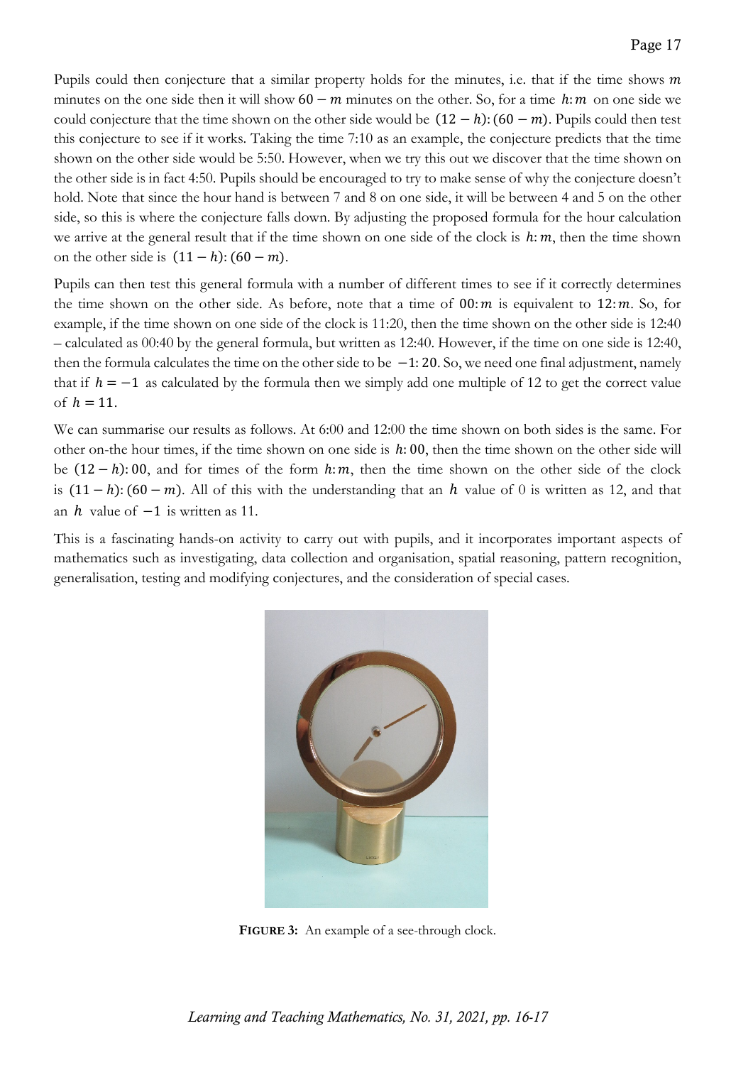Pupils could then conjecture that a similar property holds for the minutes, i.e. that if the time shows $m$ minutes on the one side then it will show $60 - m$ minutes on the other. So, for a time $h{:}m$ on one side we could conjecture that the time shown on the other side would be $(12 - h){:}(60 - m)$. Pupils could then test this conjecture to see if it works. Taking the time 7:10 as an example, the conjecture predicts that the time shown on the other side would be 5:50. However, when we try this out we discover that the time shown on the other side is in fact 4:50. Pupils should be encouraged to try to make sense of why the conjecture doesn't hold. Note that since the hour hand is between 7 and 8 on one side, it will be between 4 and 5 on the other side, so this is where the conjecture falls down. By adjusting the proposed formula for the hour calculation we arrive at the general result that if the time shown on one side of the clock is $h{:}m$, then the time shown on the other side is $(11 - h){:}(60 - m)$.

Pupils can then test this general formula with a number of different times to see if it correctly determines the time shown on the other side. As before, note that a time of $00{:}m$ is equivalent to $12{:}m$. So, for example, if the time shown on one side of the clock is 11:20, then the time shown on the other side is 12:40 – calculated as 00:40 by the general formula, but written as 12:40. However, if the time on one side is 12:40, then the formula calculates the time on the other side to be $-1{:}\,20$. So, we need one final adjustment, namely that if $h = -1$ as calculated by the formula then we simply add one multiple of 12 to get the correct value of $h = 11$.

We can summarise our results as follows. At 6:00 and 12:00 the time shown on both sides is the same. For other on-the hour times, if the time shown on one side is $h{:}\,00$, then the time shown on the other side will be $(12 - h){:}\,00$, and for times of the form $h{:}m$, then the time shown on the other side of the clock is $(11 - h){:}\,(60 - m)$. All of this with the understanding that an $h$ value of 0 is written as 12, and that an $h$ value of $-1$ is written as 11.

This is a fascinating hands-on activity to carry out with pupils, and it incorporates important aspects of mathematics such as investigating, data collection and organisation, spatial reasoning, pattern recognition, generalisation, testing and modifying conjectures, and the consideration of special cases.

**FIGURE 3:** An example of a see-through clock.